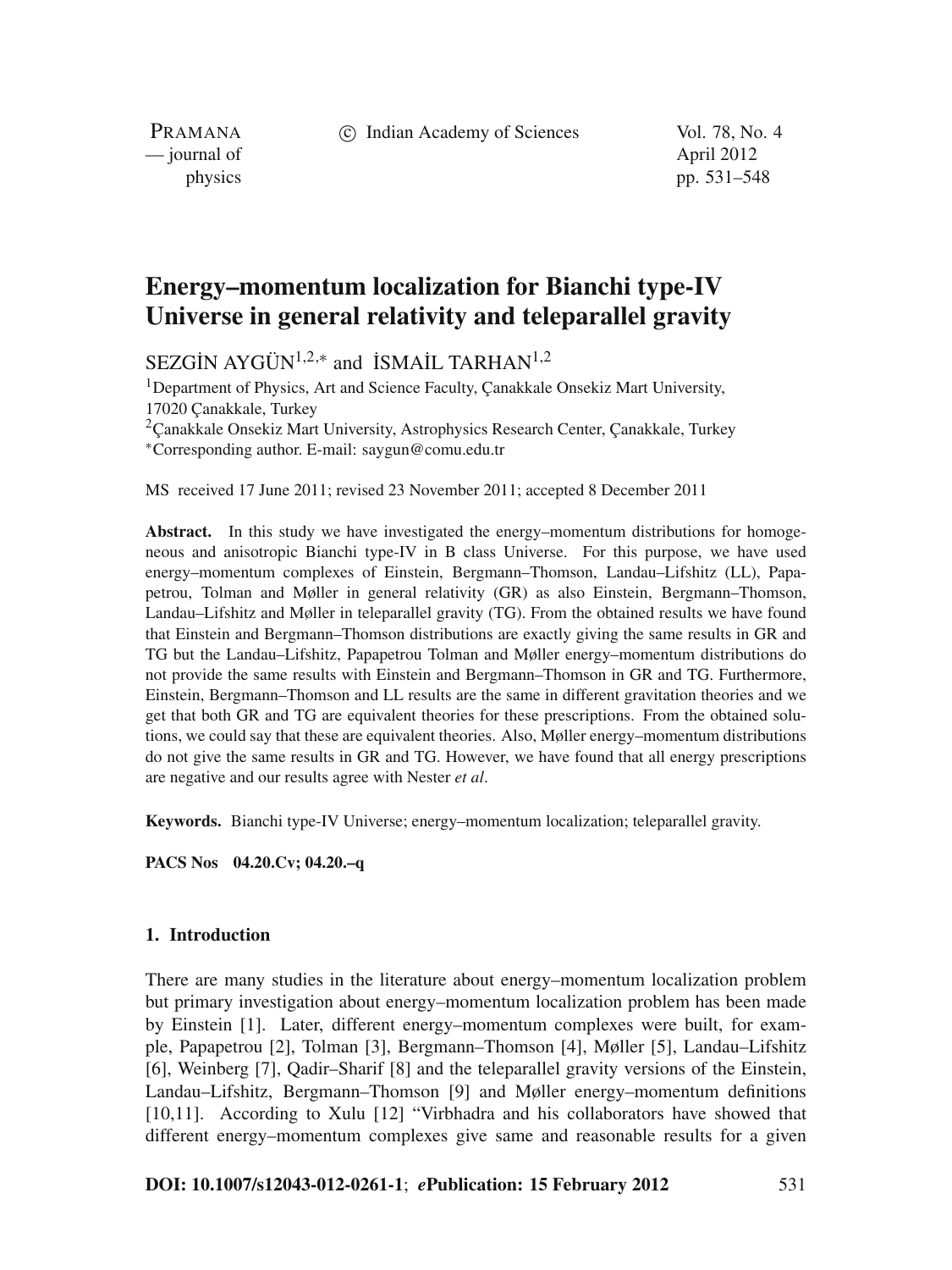# Energy–momentum localization for Bianchi type-IV Universe in general relativity and teleparallel gravity

SEZGİN AYGÜN[1,2,*] and İSMAİL TARHAN[1,2]

[1]Department of Physics, Art and Science Faculty, Çanakkale Onsekiz Mart University, 17020 Çanakkale, Turkey

[2]Çanakkale Onsekiz Mart University, Astrophysics Research Center, Çanakkale, Turkey

[*]Corresponding author. E-mail: saygun@comu.edu.tr

MS received 17 June 2011; revised 23 November 2011; accepted 8 December 2011

**Abstract.** In this study we have investigated the energy–momentum distributions for homogeneous and anisotropic Bianchi type-IV in B class Universe. For this purpose, we have used energy–momentum complexes of Einstein, Bergmann–Thomson, Landau–Lifshitz (LL), Papapetrou, Tolman and Møller in general relativity (GR) as also Einstein, Bergmann–Thomson, Landau–Lifshitz and Møller in teleparallel gravity (TG). From the obtained results we have found that Einstein and Bergmann–Thomson distributions are exactly giving the same results in GR and TG but the Landau–Lifshitz, Papapetrou Tolman and Møller energy–momentum distributions do not provide the same results with Einstein and Bergmann–Thomson in GR and TG. Furthermore, Einstein, Bergmann–Thomson and LL results are the same in different gravitation theories and we get that both GR and TG are equivalent theories for these prescriptions. From the obtained solutions, we could say that these are equivalent theories. Also, Møller energy–momentum distributions do not give the same results in GR and TG. However, we have found that all energy prescriptions are negative and our results agree with Nester *et al*.

**Keywords.** Bianchi type-IV Universe; energy–momentum localization; teleparallel gravity.

**PACS Nos** 04.20.Cv; 04.20.–q

## 1. Introduction

There are many studies in the literature about energy–momentum localization problem but primary investigation about energy–momentum localization problem has been made by Einstein [1]. Later, different energy–momentum complexes were built, for example, Papapetrou [2], Tolman [3], Bergmann–Thomson [4], Møller [5], Landau–Lifshitz [6], Weinberg [7], Qadir–Sharif [8] and the teleparallel gravity versions of the Einstein, Landau–Lifshitz, Bergmann–Thomson [9] and Møller energy–momentum definitions [10,11]. According to Xulu [12] "Virbhadra and his collaborators have showed that different energy–momentum complexes give same and reasonable results for a given

**DOI: 10.1007/s12043-012-0261-1**; ***e*Publication: 15 February 2012**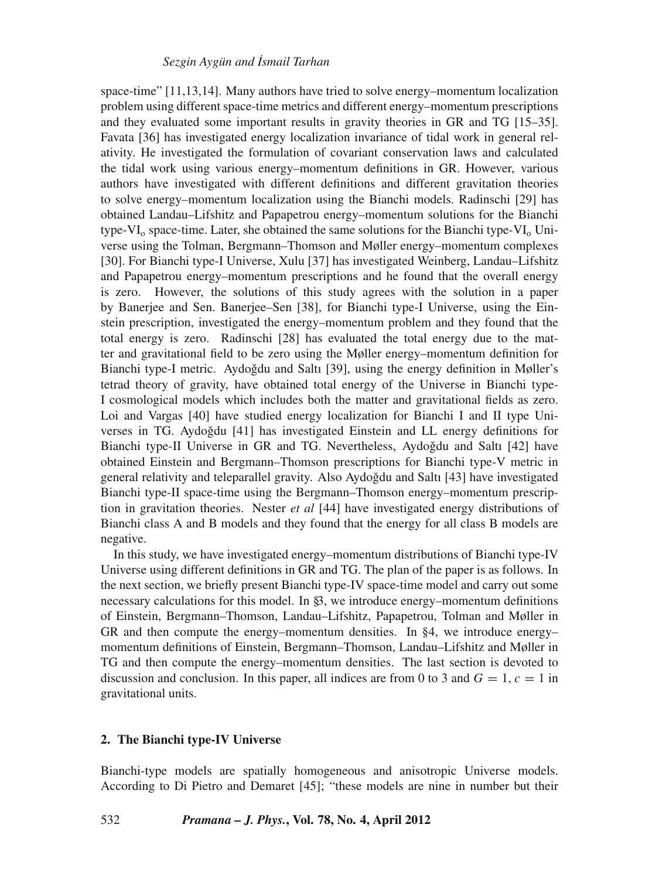space-time" [11,13,14]. Many authors have tried to solve energy–momentum localization problem using different space-time metrics and different energy–momentum prescriptions and they evaluated some important results in gravity theories in GR and TG [15–35]. Favata [36] has investigated energy localization invariance of tidal work in general relativity. He investigated the formulation of covariant conservation laws and calculated the tidal work using various energy–momentum definitions in GR. However, various authors have investigated with different definitions and different gravitation theories to solve energy–momentum localization using the Bianchi models. Radinschi [29] has obtained Landau–Lifshitz and Papapetrou energy–momentum solutions for the Bianchi type-$VI_o$ space-time. Later, she obtained the same solutions for the Bianchi type-$VI_o$ Universe using the Tolman, Bergmann–Thomson and Møller energy–momentum complexes [30]. For Bianchi type-I Universe, Xulu [37] has investigated Weinberg, Landau–Lifshitz and Papapetrou energy–momentum prescriptions and he found that the overall energy is zero. However, the solutions of this study agrees with the solution in a paper by Banerjee and Sen. Banerjee–Sen [38], for Bianchi type-I Universe, using the Einstein prescription, investigated the energy–momentum problem and they found that the total energy is zero. Radinschi [28] has evaluated the total energy due to the matter and gravitational field to be zero using the Møller energy–momentum definition for Bianchi type-I metric. Aydoğdu and Saltı [39], using the energy definition in Møller's tetrad theory of gravity, have obtained total energy of the Universe in Bianchi type-I cosmological models which includes both the matter and gravitational fields as zero. Loi and Vargas [40] have studied energy localization for Bianchi I and II type Universes in TG. Aydoğdu [41] has investigated Einstein and LL energy definitions for Bianchi type-II Universe in GR and TG. Nevertheless, Aydoğdu and Saltı [42] have obtained Einstein and Bergmann–Thomson prescriptions for Bianchi type-V metric in general relativity and teleparallel gravity. Also Aydoğdu and Saltı [43] have investigated Bianchi type-II space-time using the Bergmann–Thomson energy–momentum prescription in gravitation theories. Nester *et al* [44] have investigated energy distributions of Bianchi class A and B models and they found that the energy for all class B models are negative.

In this study, we have investigated energy–momentum distributions of Bianchi type-IV Universe using different definitions in GR and TG. The plan of the paper is as follows. In the next section, we briefly present Bianchi type-IV space-time model and carry out some necessary calculations for this model. In §3, we introduce energy–momentum definitions of Einstein, Bergmann–Thomson, Landau–Lifshitz, Papapetrou, Tolman and Møller in GR and then compute the energy–momentum densities. In §4, we introduce energy–momentum definitions of Einstein, Bergmann–Thomson, Landau–Lifshitz and Møller in TG and then compute the energy–momentum densities. The last section is devoted to discussion and conclusion. In this paper, all indices are from 0 to 3 and $G = 1$, $c = 1$ in gravitational units.

## 2. The Bianchi type-IV Universe

Bianchi-type models are spatially homogeneous and anisotropic Universe models. According to Di Pietro and Demaret [45]; "these models are nine in number but their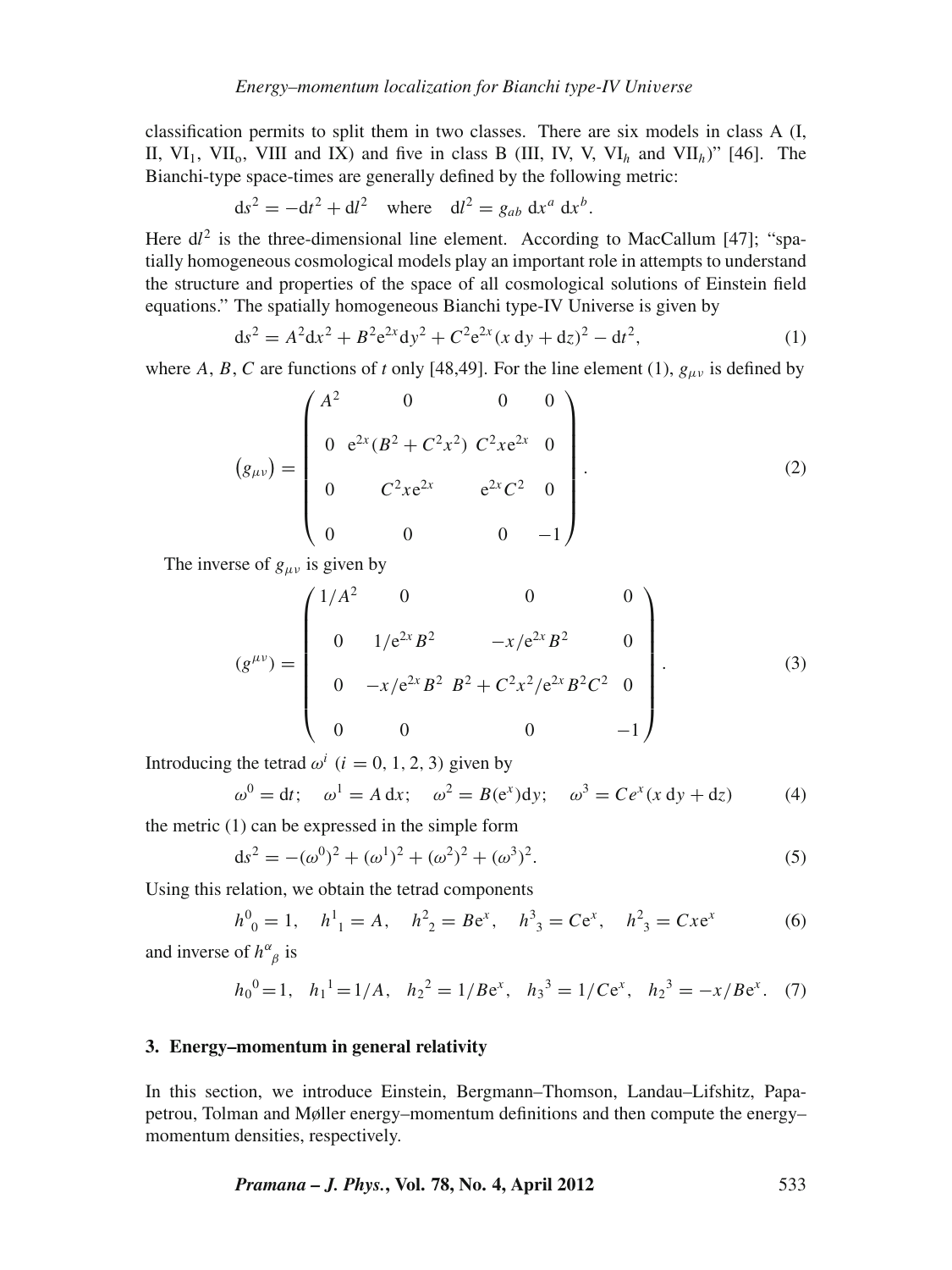classification permits to split them in two classes. There are six models in class A (I, II, $\mathrm{VI}_1$, $\mathrm{VII}_\mathrm{o}$, VIII and IX) and five in class B (III, IV, V, $\mathrm{VI}_h$ and $\mathrm{VII}_h$)" [46]. The Bianchi-type space-times are generally defined by the following metric:

$$\mathrm{d}s^2 = -\mathrm{d}t^2 + \mathrm{d}l^2 \quad \text{where} \quad \mathrm{d}l^2 = g_{ab}\,\mathrm{d}x^a\,\mathrm{d}x^b.$$

Here $\mathrm{d}l^2$ is the three-dimensional line element. According to MacCallum [47]; "spatially homogeneous cosmological models play an important role in attempts to understand the structure and properties of the space of all cosmological solutions of Einstein field equations." The spatially homogeneous Bianchi type-IV Universe is given by

$$\mathrm{d}s^2 = A^2\mathrm{d}x^2 + B^2\mathrm{e}^{2x}\mathrm{d}y^2 + C^2\mathrm{e}^{2x}(x\,\mathrm{d}y + \mathrm{d}z)^2 - \mathrm{d}t^2, \tag{1}$$

where $A$, $B$, $C$ are functions of $t$ only [48,49]. For the line element (1), $g_{\mu\nu}$ is defined by

$$\left(g_{\mu\nu}\right) = \begin{pmatrix} A^2 & 0 & 0 & 0 \\ 0 & \mathrm{e}^{2x}(B^2 + C^2x^2) & C^2x\mathrm{e}^{2x} & 0 \\ 0 & C^2x\mathrm{e}^{2x} & \mathrm{e}^{2x}C^2 & 0 \\ 0 & 0 & 0 & -1 \end{pmatrix}. \tag{2}$$

The inverse of $g_{\mu\nu}$ is given by

$$\left(g^{\mu\nu}\right) = \begin{pmatrix} 1/A^2 & 0 & 0 & 0 \\ 0 & 1/\mathrm{e}^{2x}B^2 & -x/\mathrm{e}^{2x}B^2 & 0 \\ 0 & -x/\mathrm{e}^{2x}B^2 & B^2 + C^2x^2/\mathrm{e}^{2x}B^2C^2 & 0 \\ 0 & 0 & 0 & -1 \end{pmatrix}. \tag{3}$$

Introducing the tetrad $\omega^i$ $(i = 0, 1, 2, 3)$ given by

$$\omega^0 = \mathrm{d}t; \quad \omega^1 = A\,\mathrm{d}x; \quad \omega^2 = B(\mathrm{e}^x)\mathrm{d}y; \quad \omega^3 = Ce^x(x\,\mathrm{d}y + \mathrm{d}z) \tag{4}$$

the metric (1) can be expressed in the simple form

$$\mathrm{d}s^2 = -(\omega^0)^2 + (\omega^1)^2 + (\omega^2)^2 + (\omega^3)^2. \tag{5}$$

Using this relation, we obtain the tetrad components

$$h^0{}_0 = 1, \quad h^1{}_1 = A, \quad h^2{}_2 = B\mathrm{e}^x, \quad h^3{}_3 = C\mathrm{e}^x, \quad h^2{}_3 = Cx\mathrm{e}^x \tag{6}$$

and inverse of $h^\alpha{}_\beta$ is

$$h_0{}^0 = 1, \quad h_1{}^1 = 1/A, \quad h_2{}^2 = 1/B\mathrm{e}^x, \quad h_3{}^3 = 1/C\mathrm{e}^x, \quad h_2{}^3 = -x/B\mathrm{e}^x. \tag{7}$$

## 3. Energy–momentum in general relativity

In this section, we introduce Einstein, Bergmann–Thomson, Landau–Lifshitz, Papapetrou, Tolman and Møller energy–momentum definitions and then compute the energy–momentum densities, respectively.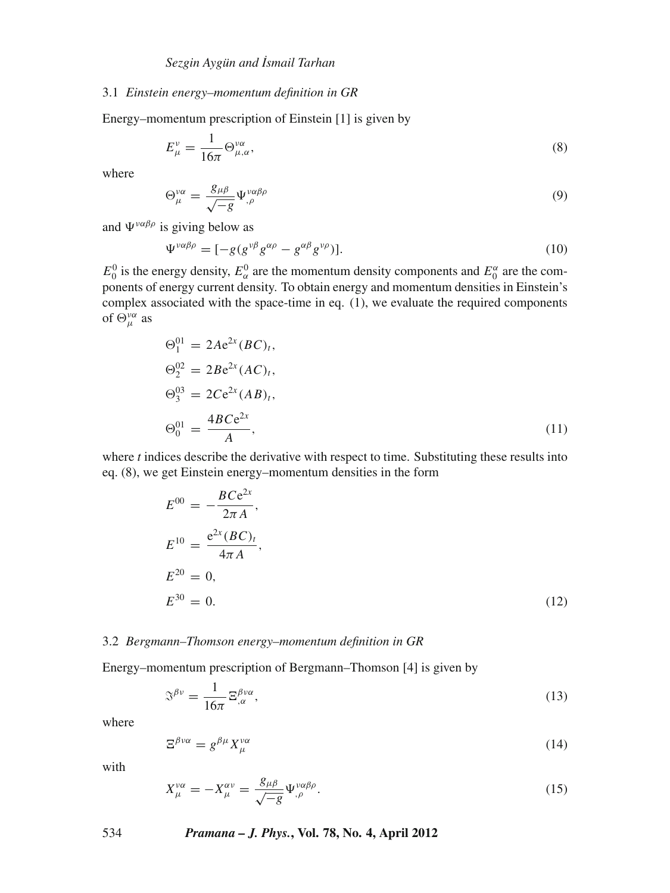### 3.1 *Einstein energy–momentum definition in GR*

Energy–momentum prescription of Einstein [1] is given by

$$E_{\mu}^{\nu} = \frac{1}{16\pi} \Theta_{\mu,\alpha}^{\nu\alpha}, \tag{8}$$

where

$$\Theta_{\mu}^{\nu\alpha} = \frac{g_{\mu\beta}}{\sqrt{-g}} \Psi_{,\rho}^{\nu\alpha\beta\rho} \tag{9}$$

and $\Psi^{\nu\alpha\beta\rho}$ is giving below as

$$\Psi^{\nu\alpha\beta\rho} = [-g(g^{\nu\beta}g^{\alpha\rho} - g^{\alpha\beta}g^{\nu\rho})]. \tag{10}$$

$E_0^0$ is the energy density, $E_\alpha^0$ are the momentum density components and $E_0^\alpha$ are the components of energy current density. To obtain energy and momentum densities in Einstein's complex associated with the space-time in eq. (1), we evaluate the required components of $\Theta_{\mu}^{\nu\alpha}$ as

$$\begin{aligned}
\Theta_1^{01} &= 2A\mathrm{e}^{2x}(BC)_t, \\
\Theta_2^{02} &= 2B\mathrm{e}^{2x}(AC)_t, \\
\Theta_3^{03} &= 2C\mathrm{e}^{2x}(AB)_t, \\
\Theta_0^{01} &= \frac{4BC\mathrm{e}^{2x}}{A},
\end{aligned} \tag{11}$$

where $t$ indices describe the derivative with respect to time. Substituting these results into eq. (8), we get Einstein energy–momentum densities in the form

$$\begin{aligned}
E^{00} &= -\frac{BC\mathrm{e}^{2x}}{2\pi A}, \\
E^{10} &= \frac{\mathrm{e}^{2x}(BC)_t}{4\pi A}, \\
E^{20} &= 0, \\
E^{30} &= 0.
\end{aligned} \tag{12}$$

### 3.2 *Bergmann–Thomson energy–momentum definition in GR*

Energy–momentum prescription of Bergmann–Thomson [4] is given by

$$\Im^{\beta\nu} = \frac{1}{16\pi} \Xi_{,\alpha}^{\beta\nu\alpha}, \tag{13}$$

where

$$\Xi^{\beta\nu\alpha} = g^{\beta\mu} X_{\mu}^{\nu\alpha} \tag{14}$$

with

$$X_{\mu}^{\nu\alpha} = -X_{\mu}^{\alpha\nu} = \frac{g_{\mu\beta}}{\sqrt{-g}} \Psi_{,\rho}^{\nu\alpha\beta\rho}. \tag{15}$$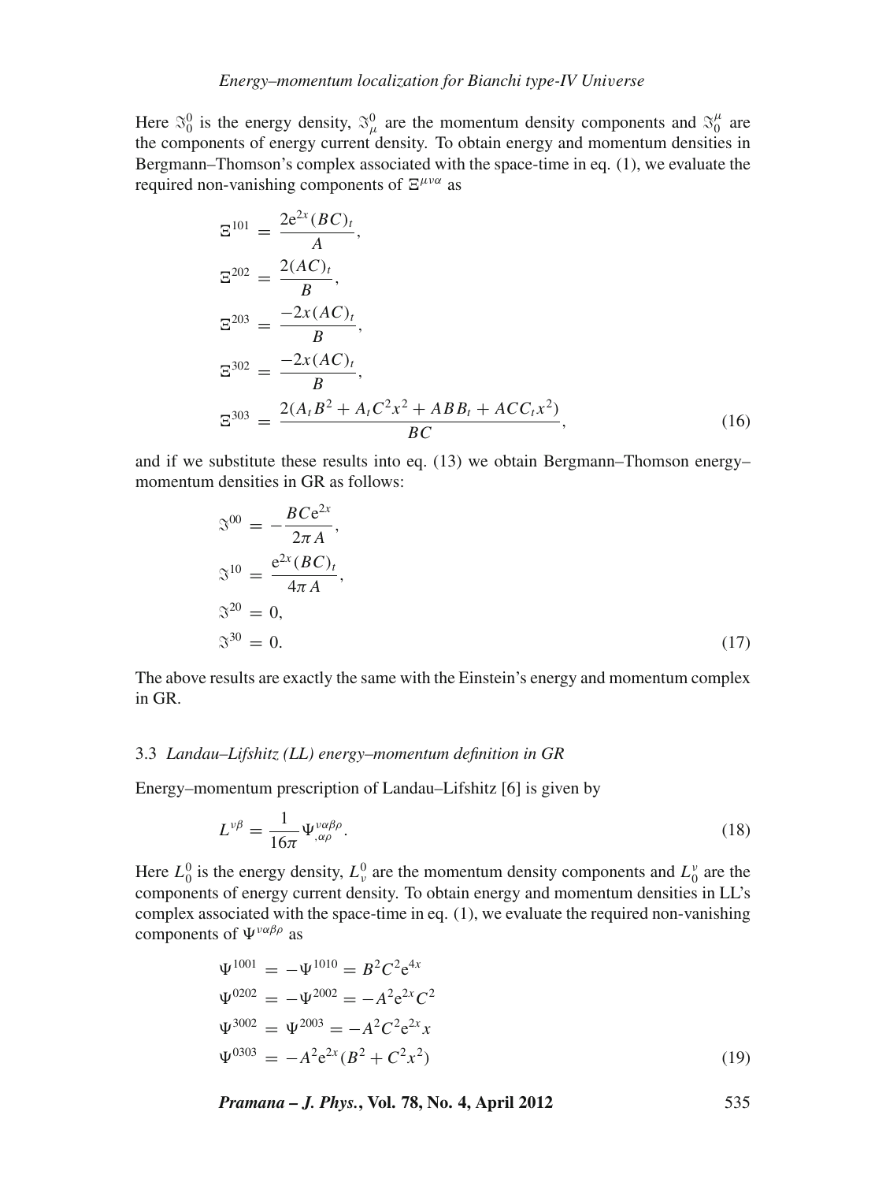Here $\Im_0^0$ is the energy density, $\Im_\mu^0$ are the momentum density components and $\Im_0^\mu$ are the components of energy current density. To obtain energy and momentum densities in Bergmann–Thomson's complex associated with the space-time in eq. (1), we evaluate the required non-vanishing components of $\Xi^{\mu\nu\alpha}$ as

$$
\begin{aligned}
\Xi^{101} &= \frac{2e^{2x}(BC)_t}{A}, \\
\Xi^{202} &= \frac{2(AC)_t}{B}, \\
\Xi^{203} &= \frac{-2x(AC)_t}{B}, \\
\Xi^{302} &= \frac{-2x(AC)_t}{B}, \\
\Xi^{303} &= \frac{2(A_t B^2 + A_t C^2 x^2 + ABB_t + ACC_t x^2)}{BC},
\end{aligned} \tag{16}
$$

and if we substitute these results into eq. (13) we obtain Bergmann–Thomson energy–momentum densities in GR as follows:

$$
\begin{aligned}
\Im^{00} &= -\frac{BCe^{2x}}{2\pi A}, \\
\Im^{10} &= \frac{e^{2x}(BC)_t}{4\pi A}, \\
\Im^{20} &= 0, \\
\Im^{30} &= 0.
\end{aligned} \tag{17}
$$

The above results are exactly the same with the Einstein's energy and momentum complex in GR.

### 3.3 *Landau–Lifshitz (LL) energy–momentum definition in GR*

Energy–momentum prescription of Landau–Lifshitz [6] is given by

$$
L^{\nu\beta} = \frac{1}{16\pi}\Psi^{\nu\alpha\beta\rho}_{,\alpha\rho}. \tag{18}
$$

Here $L_0^0$ is the energy density, $L_\nu^0$ are the momentum density components and $L_0^\nu$ are the components of energy current density. To obtain energy and momentum densities in LL's complex associated with the space-time in eq. (1), we evaluate the required non-vanishing components of $\Psi^{\nu\alpha\beta\rho}$ as

$$
\begin{aligned}
\Psi^{1001} &= -\Psi^{1010} = B^2C^2e^{4x} \\
\Psi^{0202} &= -\Psi^{2002} = -A^2e^{2x}C^2 \\
\Psi^{3002} &= \Psi^{2003} = -A^2C^2e^{2x}x \\
\Psi^{0303} &= -A^2e^{2x}(B^2 + C^2x^2)
\end{aligned} \tag{19}
$$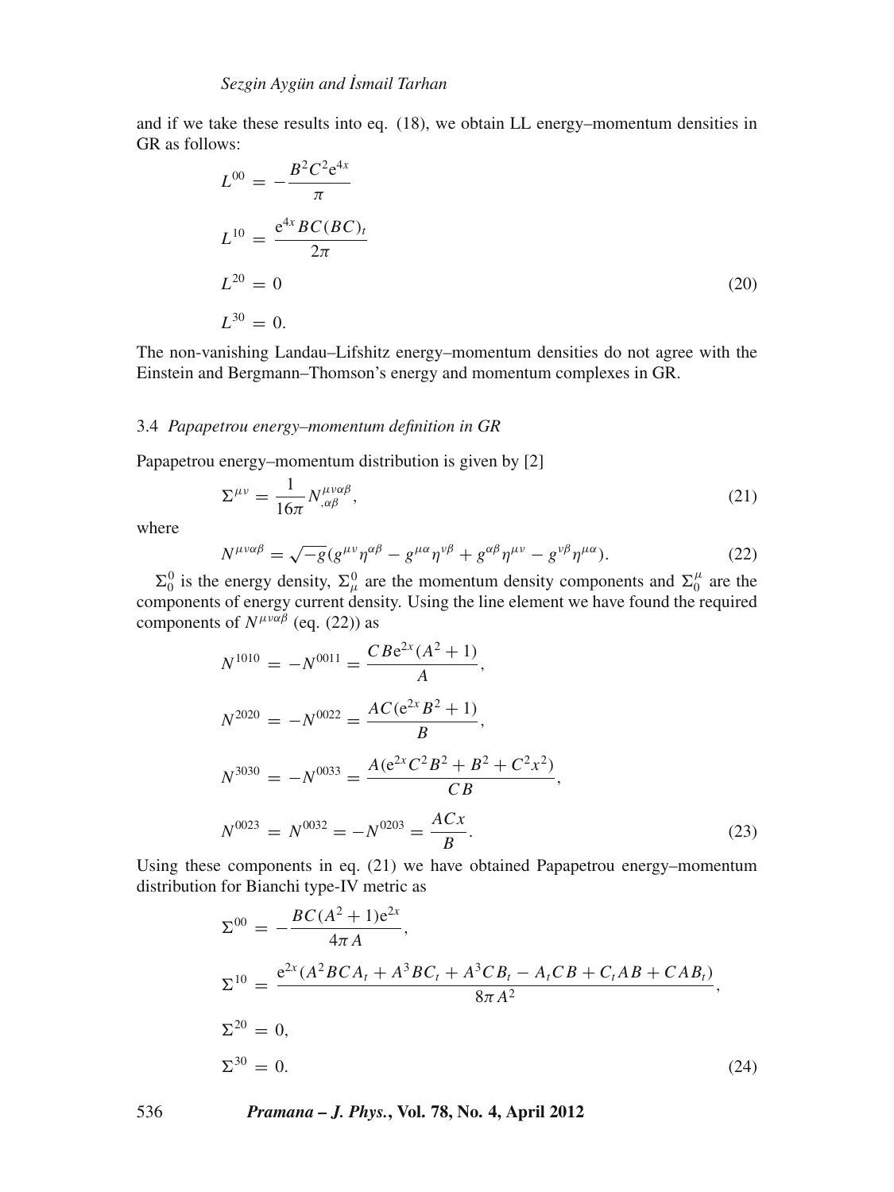and if we take these results into eq. (18), we obtain LL energy–momentum densities in GR as follows:

$$
\begin{aligned}
L^{00} &= -\frac{B^2C^2\mathrm{e}^{4x}}{\pi}\\
L^{10} &= \frac{\mathrm{e}^{4x}BC(BC)_t}{2\pi}\\
L^{20} &= 0\\
L^{30} &= 0.
\end{aligned}
\tag{20}
$$

The non-vanishing Landau–Lifshitz energy–momentum densities do not agree with the Einstein and Bergmann–Thomson's energy and momentum complexes in GR.

### 3.4 *Papapetrou energy–momentum definition in GR*

Papapetrou energy–momentum distribution is given by [2]

$$
\Sigma^{\mu\nu} = \frac{1}{16\pi}N^{\mu\nu\alpha\beta}_{,\alpha\beta},
\tag{21}
$$

where

$$
N^{\mu\nu\alpha\beta} = \sqrt{-g}(g^{\mu\nu}\eta^{\alpha\beta} - g^{\mu\alpha}\eta^{\nu\beta} + g^{\alpha\beta}\eta^{\mu\nu} - g^{\nu\beta}\eta^{\mu\alpha}).
\tag{22}
$$

$\Sigma_0^0$ is the energy density, $\Sigma_\mu^0$ are the momentum density components and $\Sigma_0^\mu$ are the components of energy current density. Using the line element we have found the required components of $N^{\mu\nu\alpha\beta}$ (eq. (22)) as

$$
\begin{aligned}
N^{1010} &= -N^{0011} = \frac{CB\mathrm{e}^{2x}(A^2+1)}{A},\\
N^{2020} &= -N^{0022} = \frac{AC(\mathrm{e}^{2x}B^2+1)}{B},\\
N^{3030} &= -N^{0033} = \frac{A(\mathrm{e}^{2x}C^2B^2+B^2+C^2x^2)}{CB},\\
N^{0023} &= N^{0032} = -N^{0203} = \frac{ACx}{B}.
\end{aligned}
\tag{23}
$$

Using these components in eq. (21) we have obtained Papapetrou energy–momentum distribution for Bianchi type-IV metric as

$$
\begin{aligned}
\Sigma^{00} &= -\frac{BC(A^2+1)\mathrm{e}^{2x}}{4\pi A},\\
\Sigma^{10} &= \frac{\mathrm{e}^{2x}(A^2BCA_t + A^3BC_t + A^3CB_t - A_tCB + C_tAB + CAB_t)}{8\pi A^2},\\
\Sigma^{20} &= 0,\\
\Sigma^{30} &= 0.
\end{aligned}
\tag{24}
$$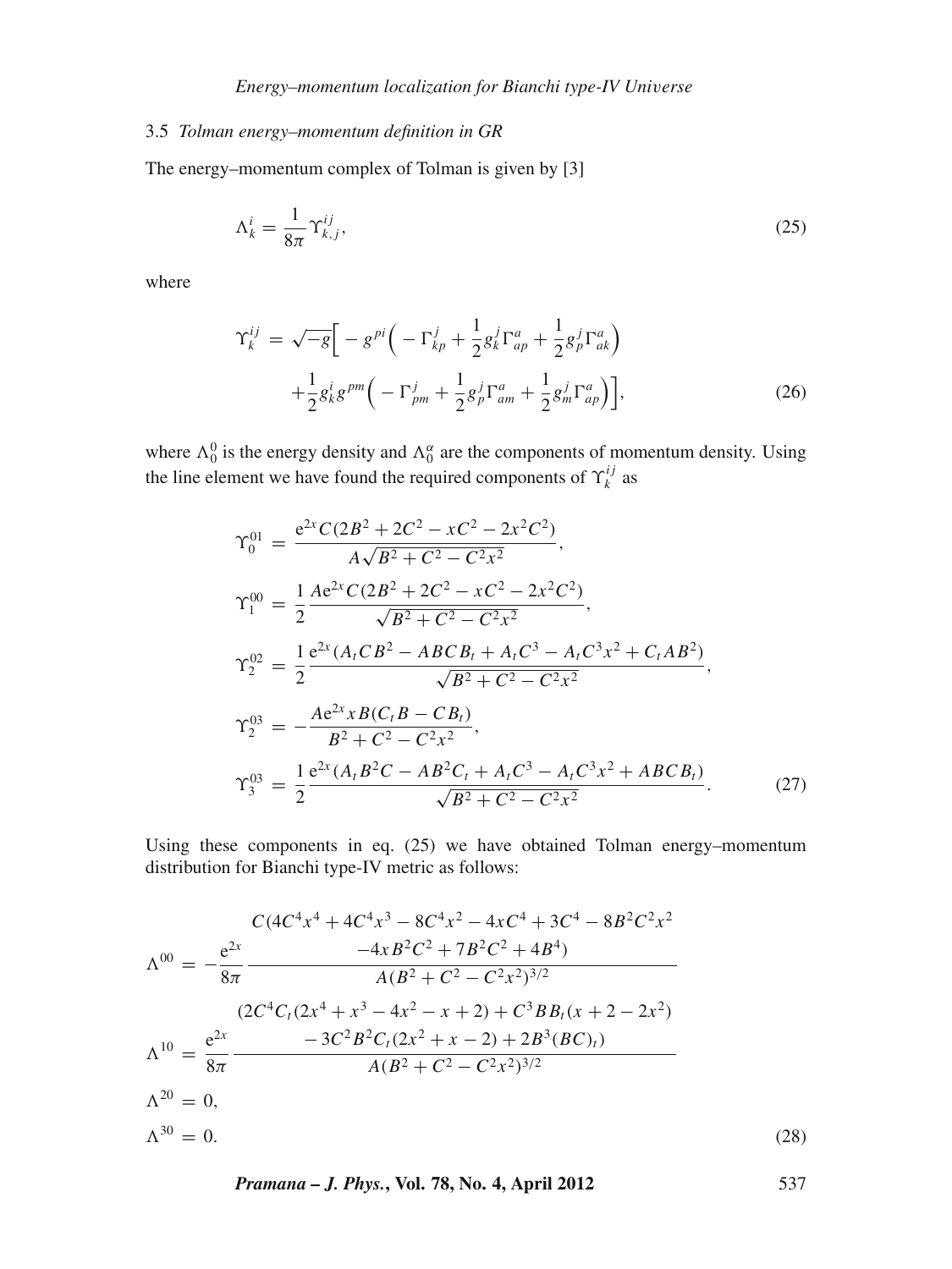### 3.5 *Tolman energy–momentum definition in GR*

The energy–momentum complex of Tolman is given by [3]

$$\Lambda_k^i = \frac{1}{8\pi}\Upsilon_{k,j}^{ij}, \tag{25}$$

where

$$\begin{aligned}\Upsilon_k^{ij} = \sqrt{-g}\Big[ &- g^{pi}\Big( - \Gamma_{kp}^j + \frac{1}{2}g_k^j \Gamma_{ap}^a + \frac{1}{2}g_p^j \Gamma_{ak}^a\Big) \\ &+ \frac{1}{2}g_k^i g^{pm}\Big( - \Gamma_{pm}^j + \frac{1}{2}g_p^j \Gamma_{am}^a + \frac{1}{2}g_m^j \Gamma_{ap}^a\Big)\Big],\end{aligned} \tag{26}$$

where $\Lambda_0^0$ is the energy density and $\Lambda_0^\alpha$ are the components of momentum density. Using the line element we have found the required components of $\Upsilon_k^{ij}$ as

$$\begin{aligned}
\Upsilon_0^{01} &= \frac{e^{2x}C(2B^2 + 2C^2 - xC^2 - 2x^2C^2)}{A\sqrt{B^2 + C^2 - C^2x^2}}, \\
\Upsilon_1^{00} &= \frac{1}{2}\frac{Ae^{2x}C(2B^2 + 2C^2 - xC^2 - 2x^2C^2)}{\sqrt{B^2 + C^2 - C^2x^2}}, \\
\Upsilon_2^{02} &= \frac{1}{2}\frac{e^{2x}(A_tCB^2 - ABCB_t + A_tC^3 - A_tC^3x^2 + C_tAB^2)}{\sqrt{B^2 + C^2 - C^2x^2}}, \\
\Upsilon_2^{03} &= -\frac{Ae^{2x}xB(C_tB - CB_t)}{B^2 + C^2 - C^2x^2}, \\
\Upsilon_3^{03} &= \frac{1}{2}\frac{e^{2x}(A_tB^2C - AB^2C_t + A_tC^3 - A_tC^3x^2 + ABCB_t)}{\sqrt{B^2 + C^2 - C^2x^2}}.
\end{aligned} \tag{27}$$

Using these components in eq. (25) we have obtained Tolman energy–momentum distribution for Bianchi type-IV metric as follows:

$$\begin{aligned}
\Lambda^{00} &= -\frac{e^{2x}}{8\pi}\frac{\begin{matrix}C(4C^4x^4 + 4C^4x^3 - 8C^4x^2 - 4xC^4 + 3C^4 - 8B^2C^2x^2 \\ -4xB^2C^2 + 7B^2C^2 + 4B^4)\end{matrix}}{A(B^2 + C^2 - C^2x^2)^{3/2}} \\
\Lambda^{10} &= \frac{e^{2x}}{8\pi}\frac{\begin{matrix}(2C^4C_t(2x^4 + x^3 - 4x^2 - x + 2) + C^3BB_t(x + 2 - 2x^2) \\ - 3C^2B^2C_t(2x^2 + x - 2) + 2B^3(BC)_t)\end{matrix}}{A(B^2 + C^2 - C^2x^2)^{3/2}} \\
\Lambda^{20} &= 0, \\
\Lambda^{30} &= 0.
\end{aligned} \tag{28}$$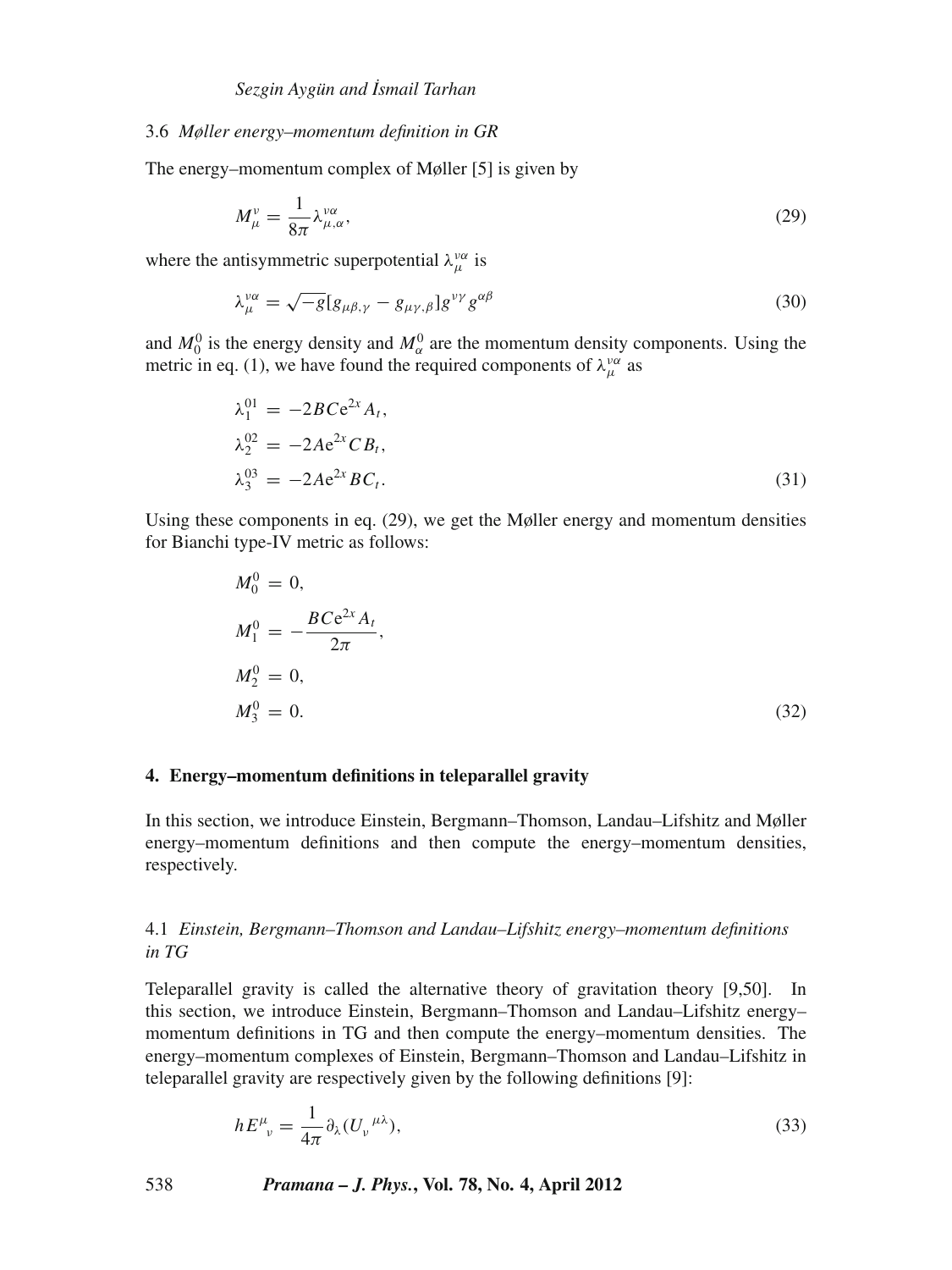### 3.6 *Møller energy–momentum definition in GR*

The energy–momentum complex of Møller [5] is given by

$$M_{\mu}^{\nu} = \frac{1}{8\pi}\lambda_{\mu,\alpha}^{\nu\alpha}, \tag{29}$$

where the antisymmetric superpotential $\lambda_{\mu}^{\nu\alpha}$ is

$$\lambda_{\mu}^{\nu\alpha} = \sqrt{-g}[g_{\mu\beta,\gamma} - g_{\mu\gamma,\beta}]g^{\nu\gamma}g^{\alpha\beta} \tag{30}$$

and $M_0^0$ is the energy density and $M_\alpha^0$ are the momentum density components. Using the metric in eq. (1), we have found the required components of $\lambda_{\mu}^{\nu\alpha}$ as

$$\begin{aligned}
\lambda_1^{01} &= -2BC\mathrm{e}^{2x}A_t, \\
\lambda_2^{02} &= -2A\mathrm{e}^{2x}CB_t, \\
\lambda_3^{03} &= -2A\mathrm{e}^{2x}BC_t.
\end{aligned} \tag{31}$$

Using these components in eq. (29), we get the Møller energy and momentum densities for Bianchi type-IV metric as follows:

$$\begin{aligned}
M_0^0 &= 0, \\
M_1^0 &= -\frac{BC\mathrm{e}^{2x}A_t}{2\pi}, \\
M_2^0 &= 0, \\
M_3^0 &= 0.
\end{aligned} \tag{32}$$

## 4. Energy–momentum definitions in teleparallel gravity

In this section, we introduce Einstein, Bergmann–Thomson, Landau–Lifshitz and Møller energy–momentum definitions and then compute the energy–momentum densities, respectively.

### 4.1 *Einstein, Bergmann–Thomson and Landau–Lifshitz energy–momentum definitions in TG*

Teleparallel gravity is called the alternative theory of gravitation theory [9,50]. In this section, we introduce Einstein, Bergmann–Thomson and Landau–Lifshitz energy–momentum definitions in TG and then compute the energy–momentum densities. The energy–momentum complexes of Einstein, Bergmann–Thomson and Landau–Lifshitz in teleparallel gravity are respectively given by the following definitions [9]:

$$hE^{\mu}{}_{\nu} = \frac{1}{4\pi}\partial_{\lambda}(U_{\nu}{}^{\mu\lambda}), \tag{33}$$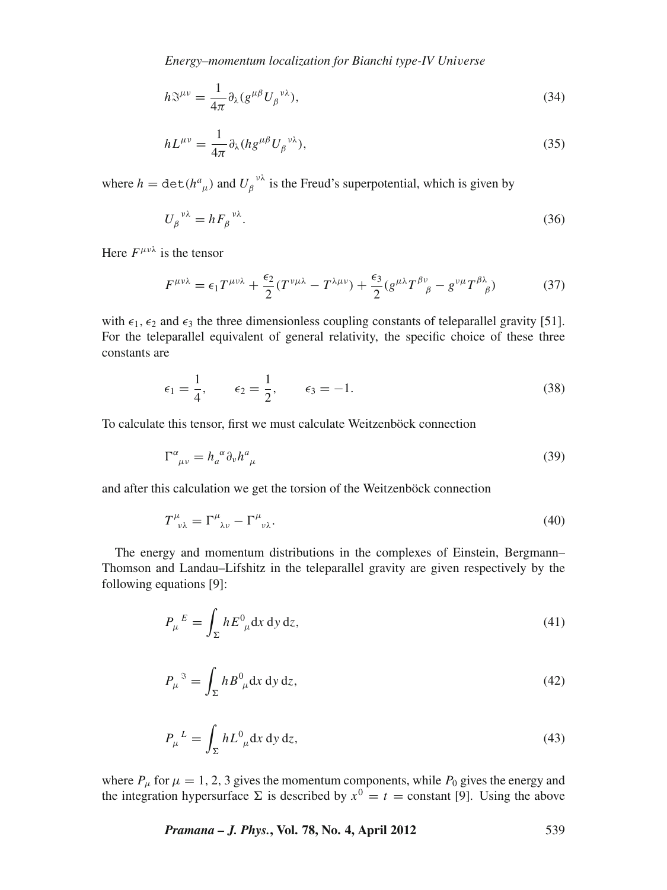$$h\Im^{\mu\nu} = \frac{1}{4\pi}\partial_\lambda (g^{\mu\beta} U_\beta{}^{\nu\lambda}), \tag{34}$$

$$hL^{\mu\nu} = \frac{1}{4\pi}\partial_\lambda (h g^{\mu\beta} U_\beta{}^{\nu\lambda}), \tag{35}$$

where $h = \mathtt{det}(h^a{}_\mu)$ and $U_\beta{}^{\nu\lambda}$ is the Freud's superpotential, which is given by

$$U_\beta{}^{\nu\lambda} = h F_\beta{}^{\nu\lambda}. \tag{36}$$

Here $F^{\mu\nu\lambda}$ is the tensor

$$F^{\mu\nu\lambda} = \epsilon_1 T^{\mu\nu\lambda} + \frac{\epsilon_2}{2}(T^{\nu\mu\lambda} - T^{\lambda\mu\nu}) + \frac{\epsilon_3}{2}(g^{\mu\lambda}T^{\beta\nu}{}_\beta - g^{\nu\mu}T^{\beta\lambda}{}_\beta) \tag{37}$$

with $\epsilon_1$, $\epsilon_2$ and $\epsilon_3$ the three dimensionless coupling constants of teleparallel gravity [51]. For the teleparallel equivalent of general relativity, the specific choice of these three constants are

$$\epsilon_1 = \frac{1}{4}, \qquad \epsilon_2 = \frac{1}{2}, \qquad \epsilon_3 = -1. \tag{38}$$

To calculate this tensor, first we must calculate Weitzenböck connection

$$\Gamma^\alpha{}_{\mu\nu} = h_a{}^\alpha \partial_\nu h^a{}_\mu \tag{39}$$

and after this calculation we get the torsion of the Weitzenböck connection

$$T^\mu{}_{\nu\lambda} = \Gamma^\mu{}_{\lambda\nu} - \Gamma^\mu{}_{\nu\lambda}. \tag{40}$$

The energy and momentum distributions in the complexes of Einstein, Bergmann–Thomson and Landau–Lifshitz in the teleparallel gravity are given respectively by the following equations [9]:

$$P_\mu{}^E = \int_\Sigma h E^0{}_\mu \mathrm{d}x\, \mathrm{d}y\, \mathrm{d}z, \tag{41}$$

$$P_\mu{}^\Im = \int_\Sigma h B^0{}_\mu \mathrm{d}x\, \mathrm{d}y\, \mathrm{d}z, \tag{42}$$

$$P_\mu{}^L = \int_\Sigma h L^0{}_\mu \mathrm{d}x\, \mathrm{d}y\, \mathrm{d}z, \tag{43}$$

where $P_\mu$ for $\mu = 1, 2, 3$ gives the momentum components, while $P_0$ gives the energy and the integration hypersurface $\Sigma$ is described by $x^0 = t = \text{constant}$ [9]. Using the above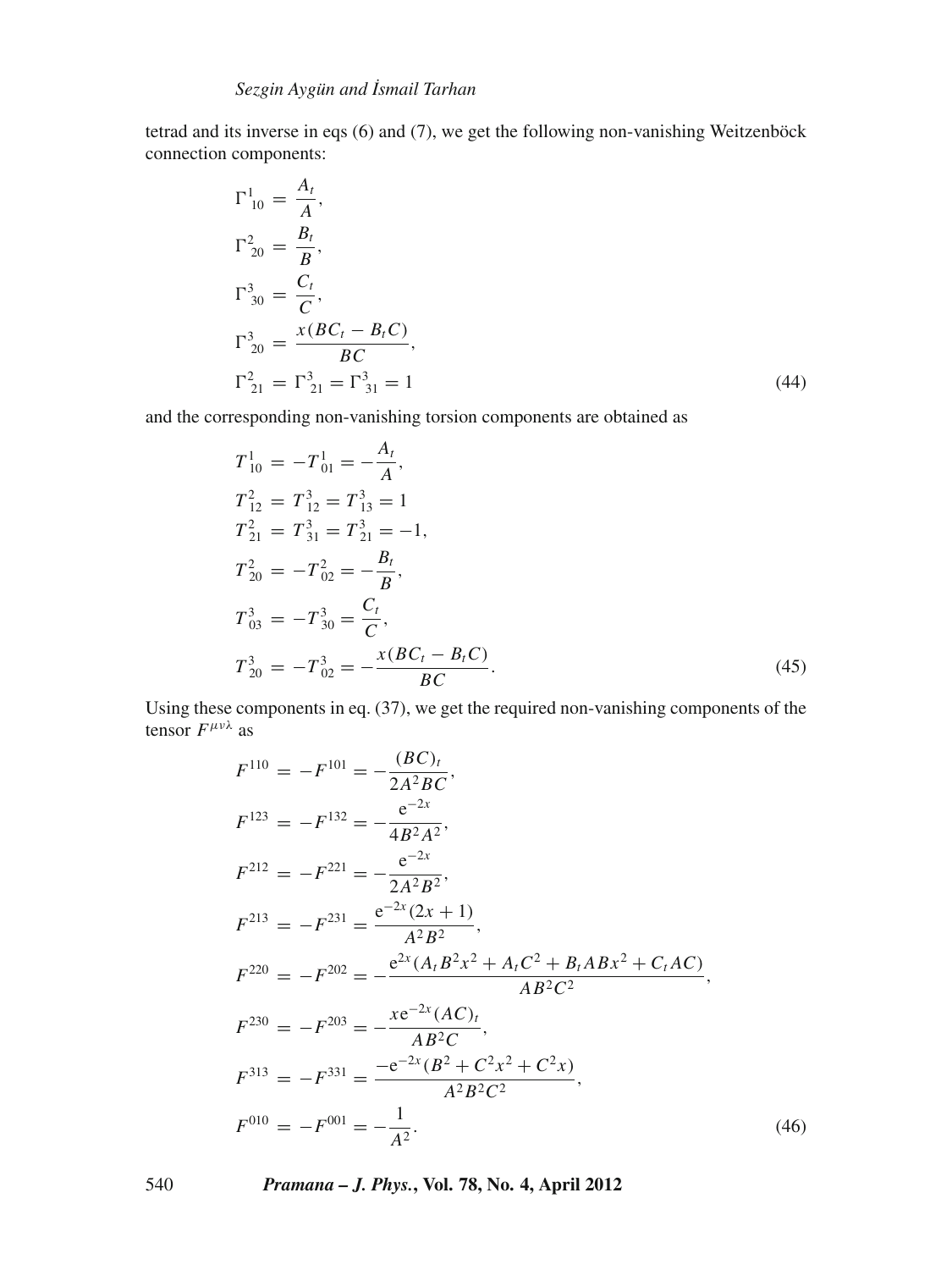tetrad and its inverse in eqs (6) and (7), we get the following non-vanishing Weitzenböck connection components:

$$
\begin{aligned}
\Gamma^{1}{}_{10} &= \frac{A_t}{A},\\
\Gamma^{2}{}_{20} &= \frac{B_t}{B},\\
\Gamma^{3}{}_{30} &= \frac{C_t}{C},\\
\Gamma^{3}{}_{20} &= \frac{x(BC_t - B_tC)}{BC},\\
\Gamma^{2}{}_{21} &= \Gamma^{3}{}_{21} = \Gamma^{3}{}_{31} = 1
\end{aligned}
\tag{44}
$$

and the corresponding non-vanishing torsion components are obtained as

$$
\begin{aligned}
T^{1}{}_{10} &= -T^{1}{}_{01} = -\frac{A_t}{A},\\
T^{2}{}_{12} &= T^{3}{}_{12} = T^{3}{}_{13} = 1\\
T^{2}{}_{21} &= T^{3}{}_{31} = T^{3}{}_{21} = -1,\\
T^{2}{}_{20} &= -T^{2}{}_{02} = -\frac{B_t}{B},\\
T^{3}{}_{03} &= -T^{3}{}_{30} = \frac{C_t}{C},\\
T^{3}{}_{20} &= -T^{3}{}_{02} = -\frac{x(BC_t - B_tC)}{BC}.
\end{aligned}
\tag{45}
$$

Using these components in eq. (37), we get the required non-vanishing components of the tensor $F^{\mu\nu\lambda}$ as

$$
\begin{aligned}
F^{110} &= -F^{101} = -\frac{(BC)_t}{2A^2BC},\\
F^{123} &= -F^{132} = -\frac{\mathrm{e}^{-2x}}{4B^2A^2},\\
F^{212} &= -F^{221} = -\frac{\mathrm{e}^{-2x}}{2A^2B^2},\\
F^{213} &= -F^{231} = \frac{\mathrm{e}^{-2x}(2x+1)}{A^2B^2},\\
F^{220} &= -F^{202} = -\frac{\mathrm{e}^{2x}(A_tB^2x^2 + A_tC^2 + B_tABx^2 + C_tAC)}{AB^2C^2},\\
F^{230} &= -F^{203} = -\frac{x\mathrm{e}^{-2x}(AC)_t}{AB^2C},\\
F^{313} &= -F^{331} = \frac{-\mathrm{e}^{-2x}(B^2 + C^2x^2 + C^2x)}{A^2B^2C^2},\\
F^{010} &= -F^{001} = -\frac{1}{A^2}.
\end{aligned}
\tag{46}
$$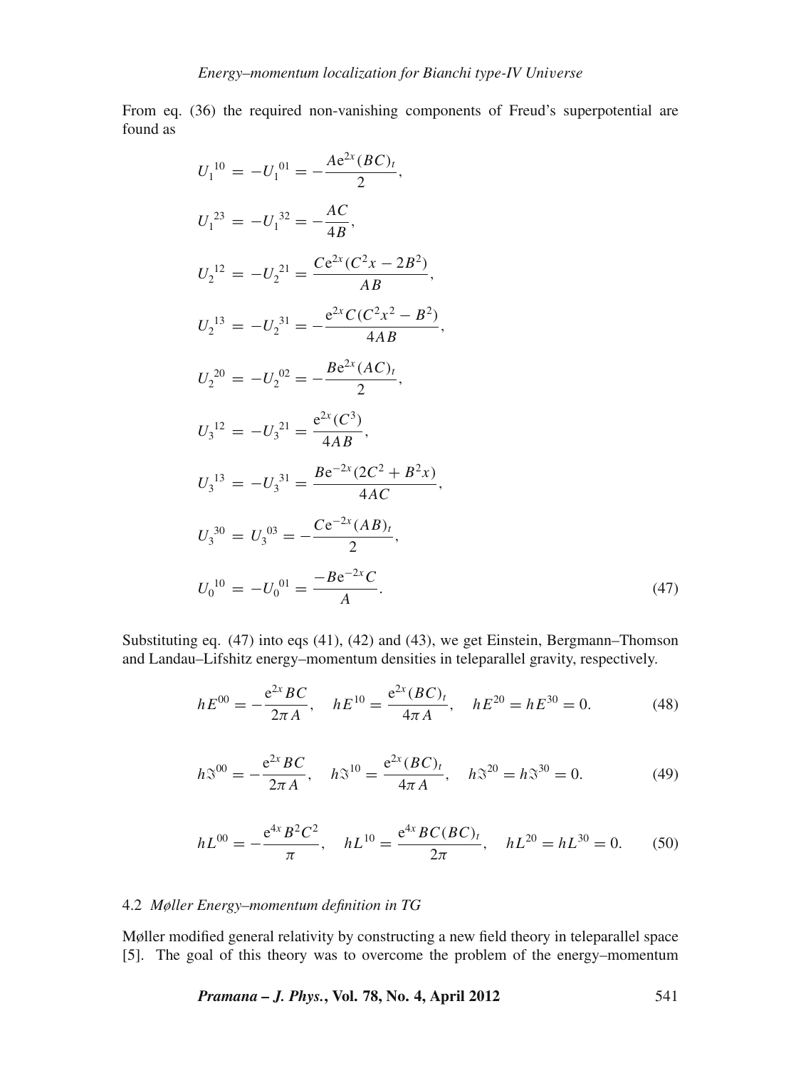From eq. (36) the required non-vanishing components of Freud's superpotential are found as

$$
\begin{aligned}
U_1{}^{10} &= -U_1{}^{01} = -\frac{Ae^{2x}(BC)_t}{2},\\
U_1{}^{23} &= -U_1{}^{32} = -\frac{AC}{4B},\\
U_2{}^{12} &= -U_2{}^{21} = \frac{Ce^{2x}(C^2x - 2B^2)}{AB},\\
U_2{}^{13} &= -U_2{}^{31} = -\frac{e^{2x}C(C^2x^2 - B^2)}{4AB},\\
U_2{}^{20} &= -U_2{}^{02} = -\frac{Be^{2x}(AC)_t}{2},\\
U_3{}^{12} &= -U_3{}^{21} = \frac{e^{2x}(C^3)}{4AB},\\
U_3{}^{13} &= -U_3{}^{31} = \frac{Be^{-2x}(2C^2 + B^2x)}{4AC},\\
U_3{}^{30} &= U_3{}^{03} = -\frac{Ce^{-2x}(AB)_t}{2},\\
U_0{}^{10} &= -U_0{}^{01} = \frac{-Be^{-2x}C}{A}.
\end{aligned}
\tag{47}
$$

Substituting eq. (47) into eqs (41), (42) and (43), we get Einstein, Bergmann–Thomson and Landau–Lifshitz energy–momentum densities in teleparallel gravity, respectively.

$$hE^{00} = -\frac{e^{2x}BC}{2\pi A}, \quad hE^{10} = \frac{e^{2x}(BC)_t}{4\pi A}, \quad hE^{20} = hE^{30} = 0. \tag{48}$$

$$h\Im^{00} = -\frac{e^{2x}BC}{2\pi A}, \quad h\Im^{10} = \frac{e^{2x}(BC)_t}{4\pi A}, \quad h\Im^{20} = h\Im^{30} = 0. \tag{49}$$

$$hL^{00} = -\frac{e^{4x}B^2C^2}{\pi}, \quad hL^{10} = \frac{e^{4x}BC(BC)_t}{2\pi}, \quad hL^{20} = hL^{30} = 0. \tag{50}$$

### 4.2 *Møller Energy–momentum definition in TG*

Møller modified general relativity by constructing a new field theory in teleparallel space [5]. The goal of this theory was to overcome the problem of the energy–momentum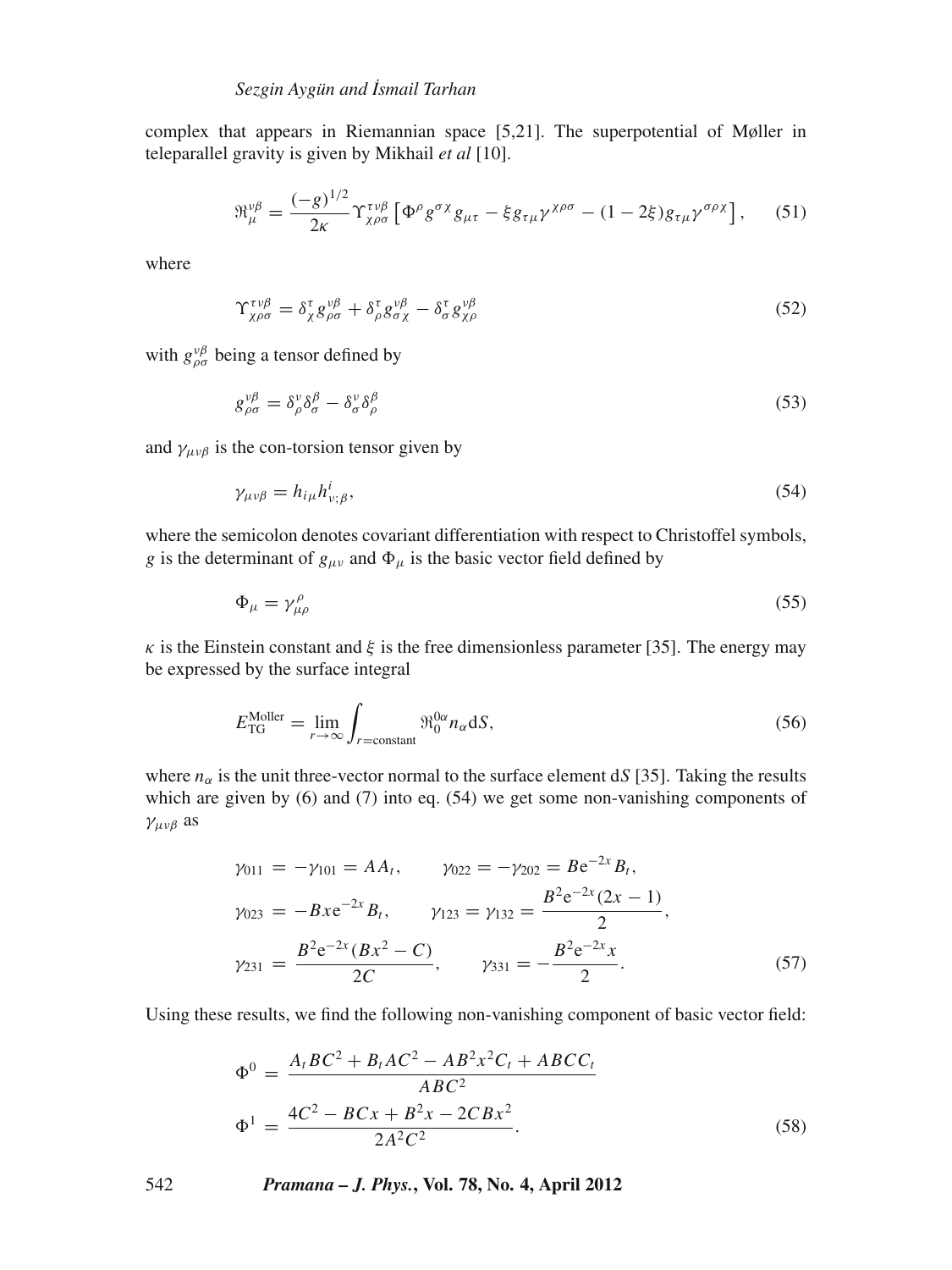complex that appears in Riemannian space [5,21]. The superpotential of Møller in teleparallel gravity is given by Mikhail *et al* [10].

$$\Re_{\mu}^{\nu\beta} = \frac{(-g)^{1/2}}{2\kappa} \Upsilon^{\tau\nu\beta}_{\chi\rho\sigma} \left[ \Phi^{\rho} g^{\sigma\chi} g_{\mu\tau} - \xi g_{\tau\mu} \gamma^{\chi\rho\sigma} - (1-2\xi) g_{\tau\mu} \gamma^{\sigma\rho\chi} \right], \tag{51}$$

where

$$\Upsilon^{\tau\nu\beta}_{\chi\rho\sigma} = \delta^{\tau}_{\chi} g^{\nu\beta}_{\rho\sigma} + \delta^{\tau}_{\rho} g^{\nu\beta}_{\sigma\chi} - \delta^{\tau}_{\sigma} g^{\nu\beta}_{\chi\rho} \tag{52}$$

with $g^{\nu\beta}_{\rho\sigma}$ being a tensor defined by

$$g^{\nu\beta}_{\rho\sigma} = \delta^{\nu}_{\rho} \delta^{\beta}_{\sigma} - \delta^{\nu}_{\sigma} \delta^{\beta}_{\rho} \tag{53}$$

and $\gamma_{\mu\nu\beta}$ is the con-torsion tensor given by

$$\gamma_{\mu\nu\beta} = h_{i\mu} h^{i}_{\nu;\beta}, \tag{54}$$

where the semicolon denotes covariant differentiation with respect to Christoffel symbols, $g$ is the determinant of $g_{\mu\nu}$ and $\Phi_{\mu}$ is the basic vector field defined by

$$\Phi_{\mu} = \gamma^{\rho}_{\mu\rho} \tag{55}$$

$\kappa$ is the Einstein constant and $\xi$ is the free dimensionless parameter [35]. The energy may be expressed by the surface integral

$$E^{\text{Moller}}_{\text{TG}} = \lim_{r\to\infty} \int_{r=\text{constant}} \Re^{0\alpha}_{0} n_{\alpha} \mathrm{d}S, \tag{56}$$

where $n_{\alpha}$ is the unit three-vector normal to the surface element d$S$ [35]. Taking the results which are given by (6) and (7) into eq. (54) we get some non-vanishing components of $\gamma_{\mu\nu\beta}$ as

$$\begin{aligned}
\gamma_{011} &= -\gamma_{101} = AA_t, \qquad \gamma_{022} = -\gamma_{202} = B\mathrm{e}^{-2x} B_t, \\
\gamma_{023} &= -Bx\mathrm{e}^{-2x} B_t, \qquad \gamma_{123} = \gamma_{132} = \frac{B^2 \mathrm{e}^{-2x}(2x-1)}{2}, \\
\gamma_{231} &= \frac{B^2 \mathrm{e}^{-2x}(Bx^2 - C)}{2C}, \qquad \gamma_{331} = -\frac{B^2 \mathrm{e}^{-2x} x}{2}.
\end{aligned} \tag{57}$$

Using these results, we find the following non-vanishing component of basic vector field:

$$\begin{aligned}
\Phi^0 &= \frac{A_t BC^2 + B_t AC^2 - AB^2 x^2 C_t + ABCC_t}{ABC^2} \\
\Phi^1 &= \frac{4C^2 - BCx + B^2 x - 2CBx^2}{2A^2 C^2}.
\end{aligned} \tag{58}$$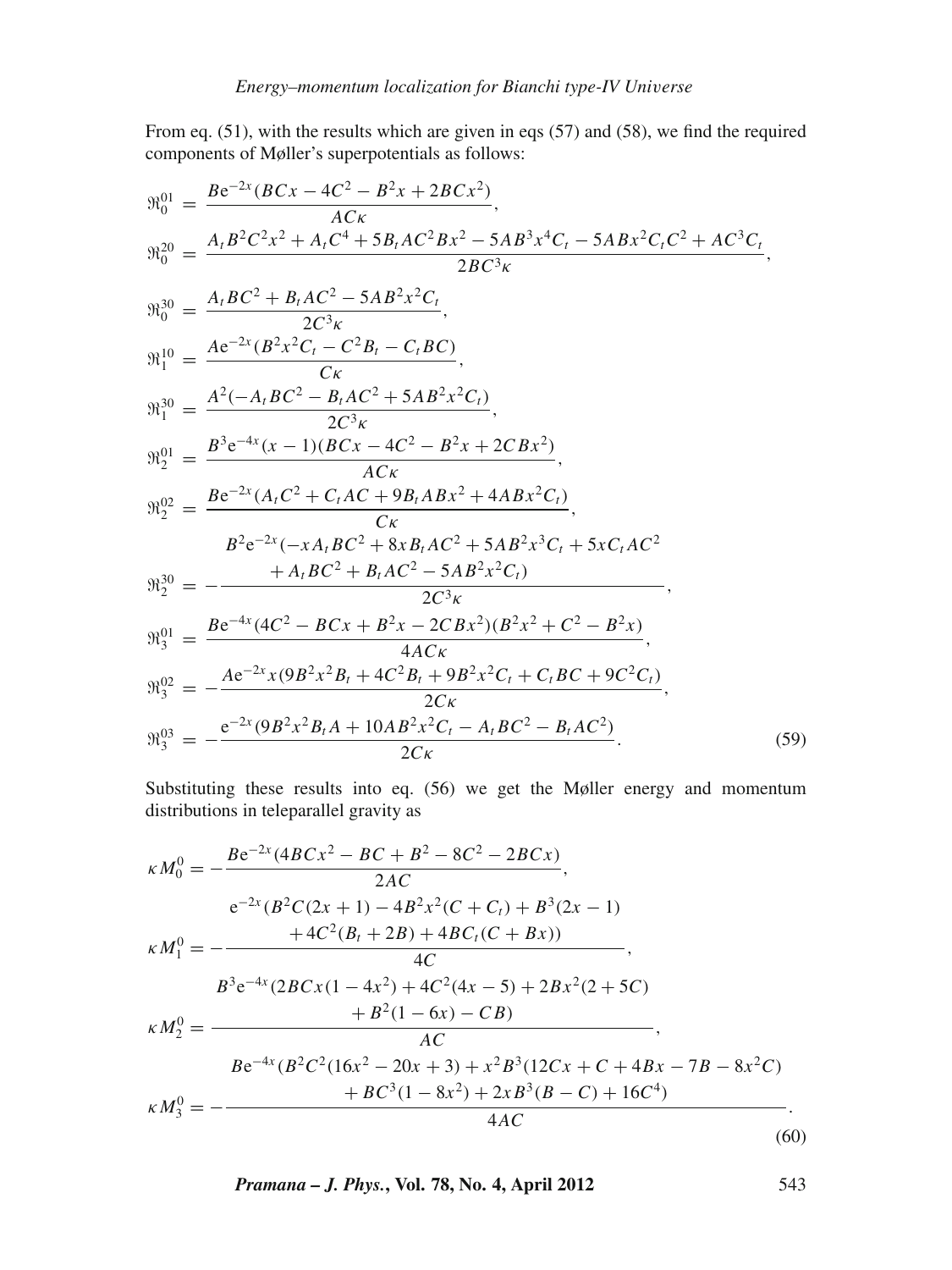From eq. (51), with the results which are given in eqs (57) and (58), we find the required components of Møller's superpotentials as follows:

$$
\begin{aligned}
\Re_0^{01} &= \frac{B\mathrm{e}^{-2x}(BCx - 4C^2 - B^2x + 2BCx^2)}{AC\kappa},\\
\Re_0^{20} &= \frac{A_tB^2C^2x^2 + A_tC^4 + 5B_tAC^2Bx^2 - 5AB^3x^4C_t - 5ABx^2C_tC^2 + AC^3C_t}{2BC^3\kappa},\\
\Re_0^{30} &= \frac{A_tBC^2 + B_tAC^2 - 5AB^2x^2C_t}{2C^3\kappa},\\
\Re_1^{10} &= \frac{A\mathrm{e}^{-2x}(B^2x^2C_t - C^2B_t - C_tBC)}{C\kappa},\\
\Re_1^{30} &= \frac{A^2(-A_tBC^2 - B_tAC^2 + 5AB^2x^2C_t)}{2C^3\kappa},\\
\Re_2^{01} &= \frac{B^3\mathrm{e}^{-4x}(x-1)(BCx - 4C^2 - B^2x + 2CBx^2)}{AC\kappa},\\
\Re_2^{02} &= \frac{B\mathrm{e}^{-2x}(A_tC^2 + C_tAC + 9B_tABx^2 + 4ABx^2C_t)}{C\kappa},\\
\Re_2^{30} &= -\frac{\begin{array}{c}B^2\mathrm{e}^{-2x}(-xA_tBC^2 + 8xB_tAC^2 + 5AB^2x^3C_t + 5xC_tAC^2\\ + A_tBC^2 + B_tAC^2 - 5AB^2x^2C_t)\end{array}}{2C^3\kappa},\\
\Re_3^{01} &= \frac{B\mathrm{e}^{-4x}(4C^2 - BCx + B^2x - 2CBx^2)(B^2x^2 + C^2 - B^2x)}{4AC\kappa},\\
\Re_3^{02} &= -\frac{A\mathrm{e}^{-2x}x(9B^2x^2B_t + 4C^2B_t + 9B^2x^2C_t + C_tBC + 9C^2C_t)}{2C\kappa},\\
\Re_3^{03} &= -\frac{\mathrm{e}^{-2x}(9B^2x^2B_tA + 10AB^2x^2C_t - A_tBC^2 - B_tAC^2)}{2C\kappa}.
\end{aligned}
\tag{59}
$$

Substituting these results into eq. (56) we get the Møller energy and momentum distributions in teleparallel gravity as

$$
\begin{aligned}
\kappa M_0^0 &= -\frac{B\mathrm{e}^{-2x}(4BCx^2 - BC + B^2 - 8C^2 - 2BCx)}{2AC},\\
\kappa M_1^0 &= -\frac{\begin{array}{c}\mathrm{e}^{-2x}(B^2C(2x+1) - 4B^2x^2(C + C_t) + B^3(2x-1)\\ + 4C^2(B_t + 2B) + 4BC_t(C + Bx))\end{array}}{4C},\\
\kappa M_2^0 &= \frac{\begin{array}{c}B^3\mathrm{e}^{-4x}(2BCx(1-4x^2) + 4C^2(4x-5) + 2Bx^2(2+5C)\\ + B^2(1-6x) - CB)\end{array}}{AC},\\
\kappa M_3^0 &= -\frac{\begin{array}{c}B\mathrm{e}^{-4x}(B^2C^2(16x^2 - 20x + 3) + x^2B^3(12Cx + C + 4Bx - 7B - 8x^2C)\\ + BC^3(1 - 8x^2) + 2xB^3(B - C) + 16C^4)\end{array}}{4AC}.
\end{aligned}
\tag{60}
$$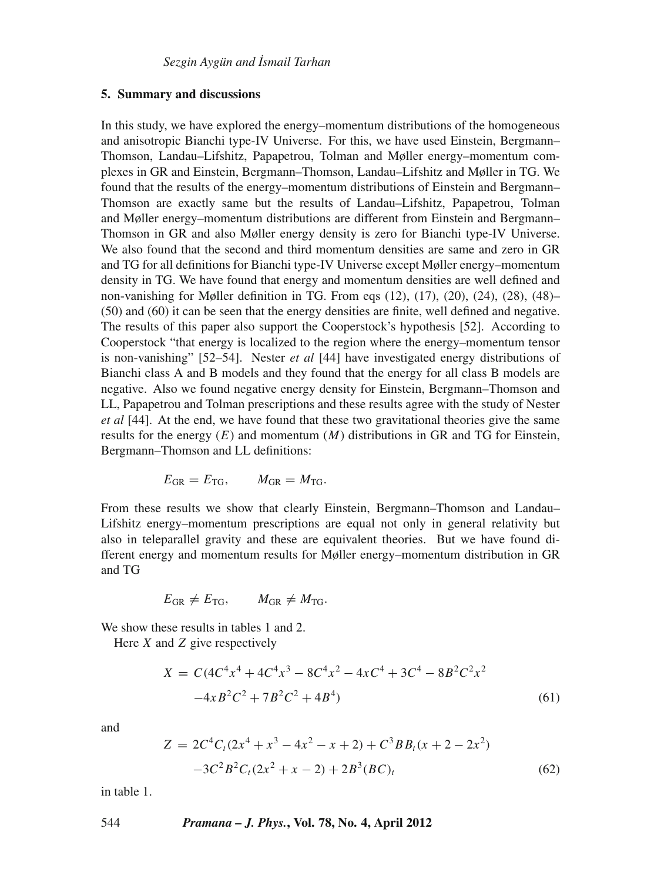## 5. Summary and discussions

In this study, we have explored the energy–momentum distributions of the homogeneous and anisotropic Bianchi type-IV Universe. For this, we have used Einstein, Bergmann–Thomson, Landau–Lifshitz, Papapetrou, Tolman and Møller energy–momentum complexes in GR and Einstein, Bergmann–Thomson, Landau–Lifshitz and Møller in TG. We found that the results of the energy–momentum distributions of Einstein and Bergmann–Thomson are exactly same but the results of Landau–Lifshitz, Papapetrou, Tolman and Møller energy–momentum distributions are different from Einstein and Bergmann–Thomson in GR and also Møller energy density is zero for Bianchi type-IV Universe. We also found that the second and third momentum densities are same and zero in GR and TG for all definitions for Bianchi type-IV Universe except Møller energy–momentum density in TG. We have found that energy and momentum densities are well defined and non-vanishing for Møller definition in TG. From eqs (12), (17), (20), (24), (28), (48)–(50) and (60) it can be seen that the energy densities are finite, well defined and negative. The results of this paper also support the Cooperstock's hypothesis [52]. According to Cooperstock "that energy is localized to the region where the energy–momentum tensor is non-vanishing" [52–54]. Nester *et al* [44] have investigated energy distributions of Bianchi class A and B models and they found that the energy for all class B models are negative. Also we found negative energy density for Einstein, Bergmann–Thomson and LL, Papapetrou and Tolman prescriptions and these results agree with the study of Nester *et al* [44]. At the end, we have found that these two gravitational theories give the same results for the energy ($E$) and momentum ($M$) distributions in GR and TG for Einstein, Bergmann–Thomson and LL definitions:

$$E_{\mathrm{GR}} = E_{\mathrm{TG}}, \qquad M_{\mathrm{GR}} = M_{\mathrm{TG}}.$$

From these results we show that clearly Einstein, Bergmann–Thomson and Landau–Lifshitz energy–momentum prescriptions are equal not only in general relativity but also in teleparallel gravity and these are equivalent theories. But we have found different energy and momentum results for Møller energy–momentum distribution in GR and TG

$$E_{\mathrm{GR}} \neq E_{\mathrm{TG}}, \qquad M_{\mathrm{GR}} \neq M_{\mathrm{TG}}.$$

We show these results in tables 1 and 2.

Here $X$ and $Z$ give respectively

$$\begin{aligned} X = {} & C(4C^4x^4 + 4C^4x^3 - 8C^4x^2 - 4xC^4 + 3C^4 - 8B^2C^2x^2 \\ & -4xB^2C^2 + 7B^2C^2 + 4B^4) \end{aligned} \tag{61}$$

and

$$\begin{aligned} Z = {} & 2C^4C_t(2x^4 + x^3 - 4x^2 - x + 2) + C^3BB_t(x + 2 - 2x^2) \\ & -3C^2B^2C_t(2x^2 + x - 2) + 2B^3(BC)_t \end{aligned} \tag{62}$$

in table 1.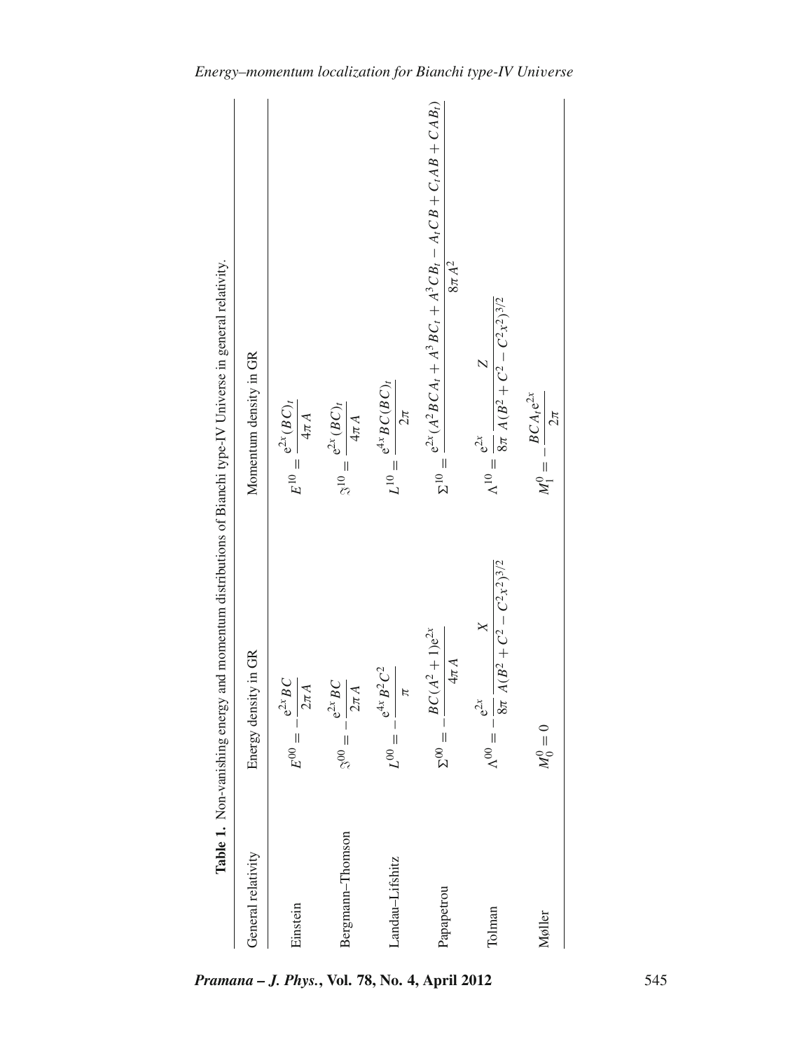**Table 1.** Non-vanishing energy and momentum distributions of Bianchi type-IV Universe in general relativity.

| General relativity | Energy density in GR | Momentum density in GR |
|---|---|---|
| Einstein | $E^{00} = -\dfrac{e^{2x}BC}{2\pi A}$ | $E^{10} = \dfrac{e^{2x}(BC)_t}{4\pi A}$ |
| Bergmann–Thomson | $\Im^{00} = -\dfrac{e^{2x}BC}{2\pi A}$ | $\Im^{10} = \dfrac{e^{2x}(BC)_t}{4\pi A}$ |
| Landau–Lifshitz | $L^{00} = -\dfrac{e^{4x}B^2C^2}{\pi}$ | $L^{10} = \dfrac{e^{4x}BC(BC)_t}{2\pi}$ |
| Papapetrou | $\Sigma^{00} = -\dfrac{BC(A^2+1)e^{2x}}{4\pi A}$ | $\Sigma^{10} = \dfrac{e^{2x}(A^2BCA_t + A^3BC_t + A^3CB_t - A_tCB + C_tAB + CAB_t)}{8\pi A^2}$ |
| Tolman | $\Lambda^{00} = -\dfrac{e^{2x}}{8\pi}\dfrac{X}{A(B^2+C^2-C^2x^2)^{3/2}}$ | $\Lambda^{10} = \dfrac{e^{2x}}{8\pi}\dfrac{Z}{A(B^2+C^2-C^2x^2)^{3/2}}$ |
| Møller | $M_0^0 = 0$ | $M_1^0 = -\dfrac{BCA_te^{2x}}{2\pi}$ |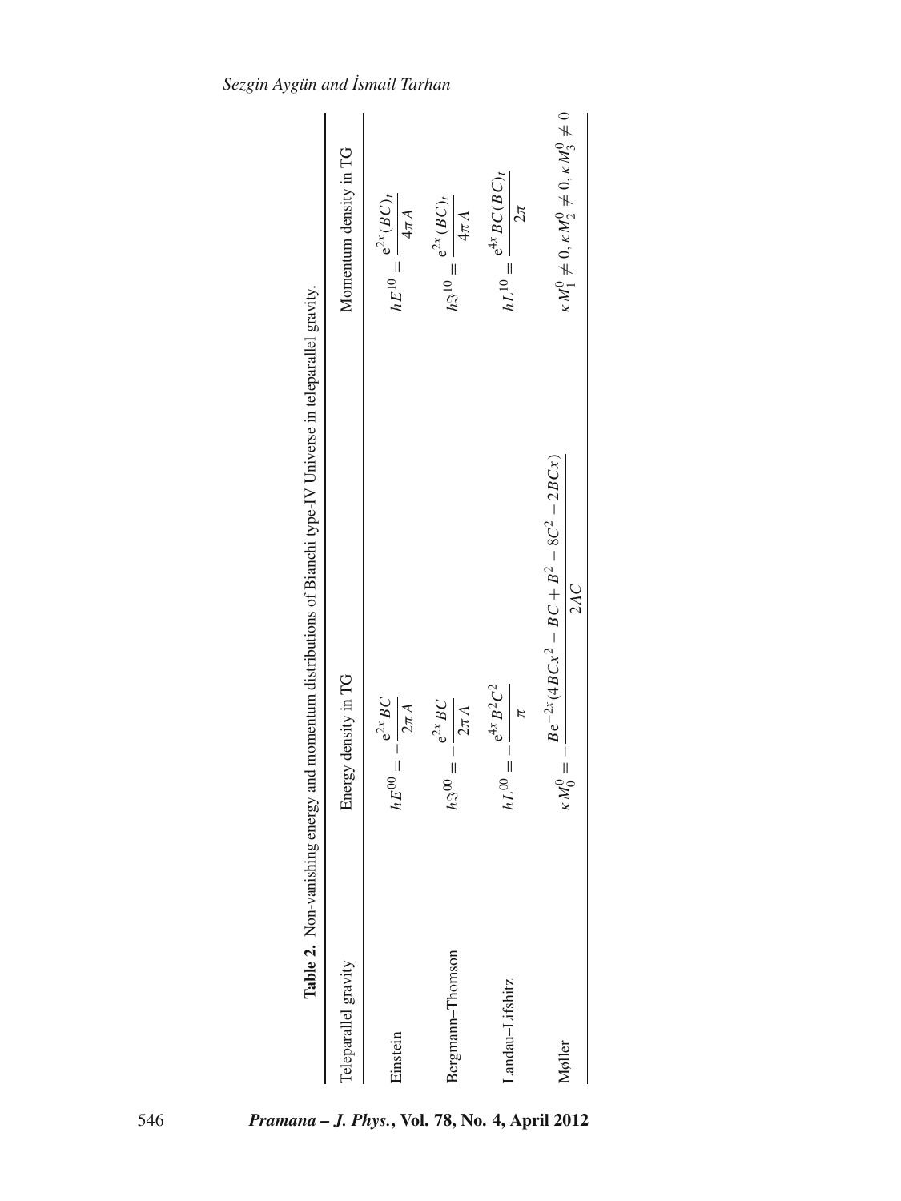**Table 2.** Non-vanishing energy and momentum distributions of Bianchi type-IV Universe in teleparallel gravity.

| Teleparallel gravity | Energy density in TG | Momentum density in TG |
|---|---|---|
| Einstein | $hE^{00} = -\dfrac{e^{2x}BC}{2\pi A}$ | $hE^{10} = \dfrac{e^{2x}(BC)_t}{4\pi A}$ |
| Bergmann–Thomson | $h\Im^{00} = -\dfrac{e^{2x}BC}{2\pi A}$ | $h\Im^{10} = \dfrac{e^{2x}(BC)_t}{4\pi A}$ |
| Landau–Lifshitz | $hL^{00} = -\dfrac{e^{4x}B^2C^2}{\pi}$ | $hL^{10} = \dfrac{e^{4x}BC(BC)_t}{2\pi}$ |
| Møller | $\kappa M_0^0 = -\dfrac{Be^{-2x}(4BCx^2 - BC + B^2 - 8C^2 - 2BCx)}{2AC}$ | $\kappa M_1^0 \neq 0, \kappa M_2^0 \neq 0, \kappa M_3^0 \neq 0$ |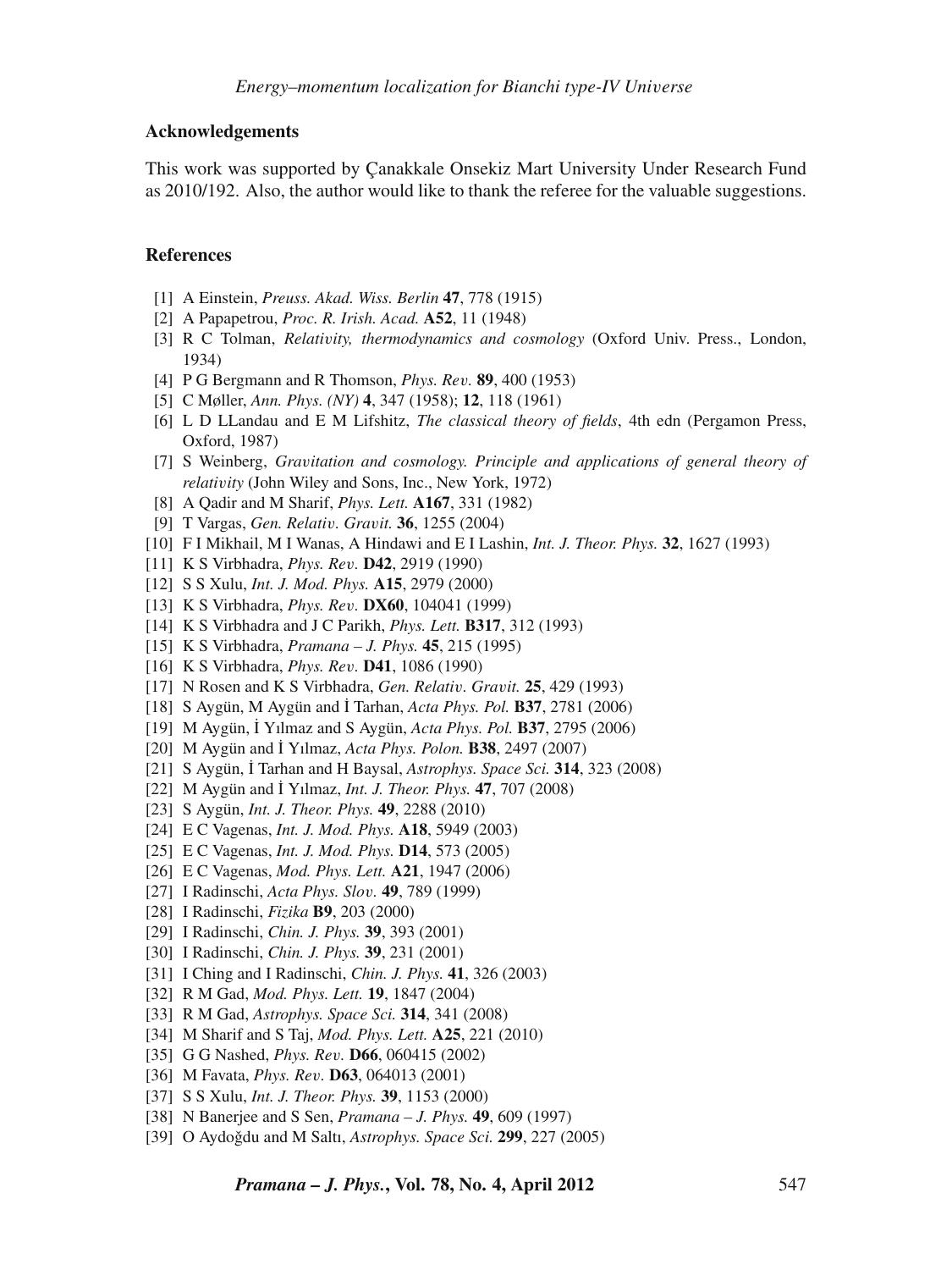## Acknowledgements

This work was supported by Çanakkale Onsekiz Mart University Under Research Fund as 2010/192. Also, the author would like to thank the referee for the valuable suggestions.

## References

[1] A Einstein, *Preuss. Akad. Wiss. Berlin* **47**, 778 (1915)
[2] A Papapetrou, *Proc. R. Irish. Acad.* **A52**, 11 (1948)
[3] R C Tolman, *Relativity, thermodynamics and cosmology* (Oxford Univ. Press., London, 1934)
[4] P G Bergmann and R Thomson, *Phys. Rev.* **89**, 400 (1953)
[5] C Møller, *Ann. Phys. (NY)* **4**, 347 (1958); **12**, 118 (1961)
[6] L D LLandau and E M Lifshitz, *The classical theory of fields*, 4th edn (Pergamon Press, Oxford, 1987)
[7] S Weinberg, *Gravitation and cosmology. Principle and applications of general theory of relativity* (John Wiley and Sons, Inc., New York, 1972)
[8] A Qadir and M Sharif, *Phys. Lett.* **A167**, 331 (1982)
[9] T Vargas, *Gen. Relativ. Gravit.* **36**, 1255 (2004)
[10] F I Mikhail, M I Wanas, A Hindawi and E I Lashin, *Int. J. Theor. Phys.* **32**, 1627 (1993)
[11] K S Virbhadra, *Phys. Rev.* **D42**, 2919 (1990)
[12] S S Xulu, *Int. J. Mod. Phys.* **A15**, 2979 (2000)
[13] K S Virbhadra, *Phys. Rev.* **DX60**, 104041 (1999)
[14] K S Virbhadra and J C Parikh, *Phys. Lett.* **B317**, 312 (1993)
[15] K S Virbhadra, *Pramana – J. Phys.* **45**, 215 (1995)
[16] K S Virbhadra, *Phys. Rev.* **D41**, 1086 (1990)
[17] N Rosen and K S Virbhadra, *Gen. Relativ. Gravit.* **25**, 429 (1993)
[18] S Aygün, M Aygün and İ Tarhan, *Acta Phys. Pol.* **B37**, 2781 (2006)
[19] M Aygün, İ Yılmaz and S Aygün, *Acta Phys. Pol.* **B37**, 2795 (2006)
[20] M Aygün and İ Yılmaz, *Acta Phys. Polon.* **B38**, 2497 (2007)
[21] S Aygün, İ Tarhan and H Baysal, *Astrophys. Space Sci.* **314**, 323 (2008)
[22] M Aygün and İ Yılmaz, *Int. J. Theor. Phys.* **47**, 707 (2008)
[23] S Aygün, *Int. J. Theor. Phys.* **49**, 2288 (2010)
[24] E C Vagenas, *Int. J. Mod. Phys.* **A18**, 5949 (2003)
[25] E C Vagenas, *Int. J. Mod. Phys.* **D14**, 573 (2005)
[26] E C Vagenas, *Mod. Phys. Lett.* **A21**, 1947 (2006)
[27] I Radinschi, *Acta Phys. Slov.* **49**, 789 (1999)
[28] I Radinschi, *Fizika* **B9**, 203 (2000)
[29] I Radinschi, *Chin. J. Phys.* **39**, 393 (2001)
[30] I Radinschi, *Chin. J. Phys.* **39**, 231 (2001)
[31] I Ching and I Radinschi, *Chin. J. Phys.* **41**, 326 (2003)
[32] R M Gad, *Mod. Phys. Lett.* **19**, 1847 (2004)
[33] R M Gad, *Astrophys. Space Sci.* **314**, 341 (2008)
[34] M Sharif and S Taj, *Mod. Phys. Lett.* **A25**, 221 (2010)
[35] G G Nashed, *Phys. Rev.* **D66**, 060415 (2002)
[36] M Favata, *Phys. Rev.* **D63**, 064013 (2001)
[37] S S Xulu, *Int. J. Theor. Phys.* **39**, 1153 (2000)
[38] N Banerjee and S Sen, *Pramana – J. Phys.* **49**, 609 (1997)
[39] O Aydoğdu and M Saltı, *Astrophys. Space Sci.* **299**, 227 (2005)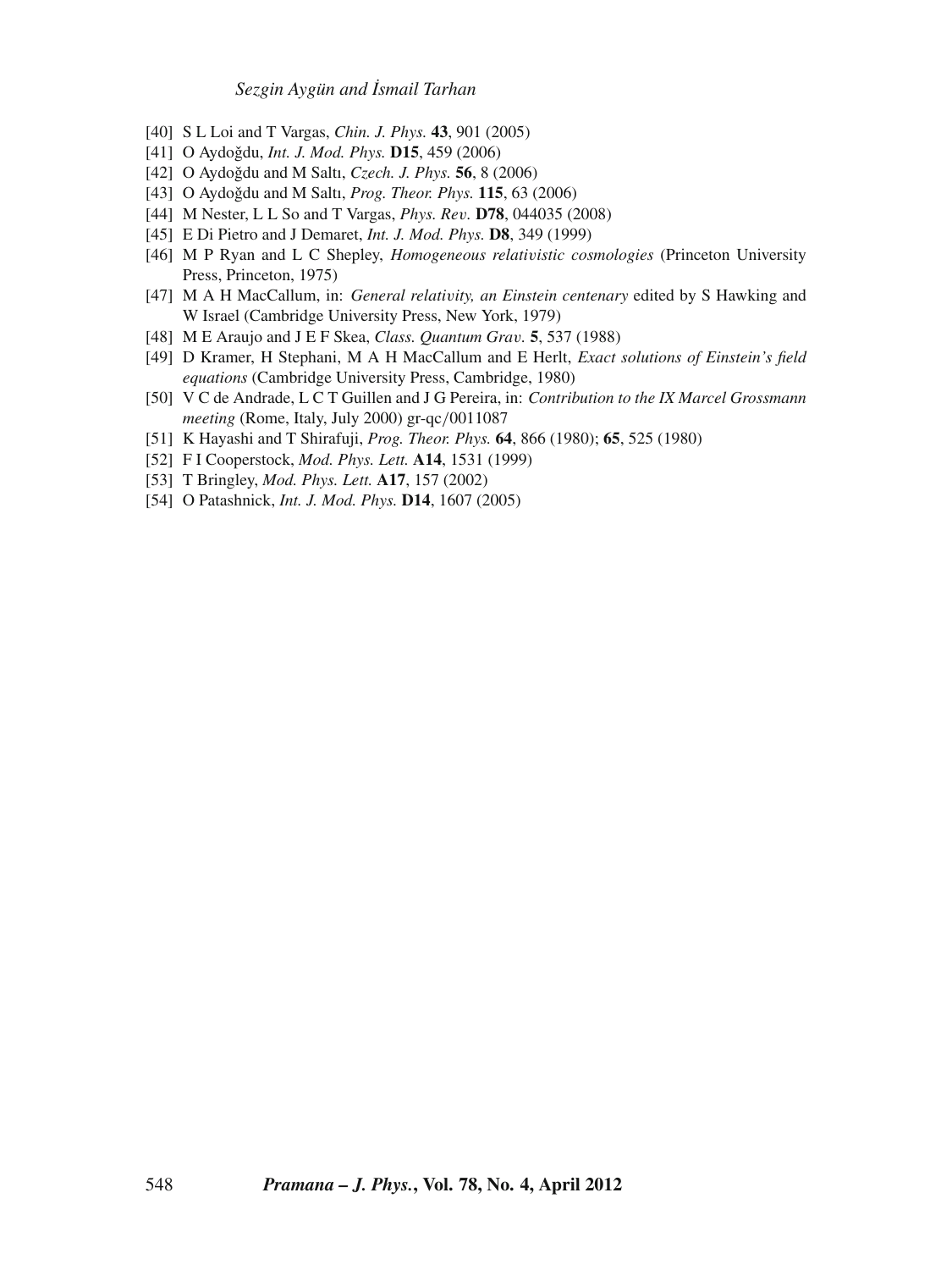[40] S L Loi and T Vargas, *Chin. J. Phys.* **43**, 901 (2005)

[41] O Aydoğdu, *Int. J. Mod. Phys.* **D15**, 459 (2006)

[42] O Aydoğdu and M Saltı, *Czech. J. Phys.* **56**, 8 (2006)

[43] O Aydoğdu and M Saltı, *Prog. Theor. Phys.* **115**, 63 (2006)

[44] M Nester, L L So and T Vargas, *Phys. Rev.* **D78**, 044035 (2008)

[45] E Di Pietro and J Demaret, *Int. J. Mod. Phys.* **D8**, 349 (1999)

[46] M P Ryan and L C Shepley, *Homogeneous relativistic cosmologies* (Princeton University Press, Princeton, 1975)

[47] M A H MacCallum, in: *General relativity, an Einstein centenary* edited by S Hawking and W Israel (Cambridge University Press, New York, 1979)

[48] M E Araujo and J E F Skea, *Class. Quantum Grav.* **5**, 537 (1988)

[49] D Kramer, H Stephani, M A H MacCallum and E Herlt, *Exact solutions of Einstein's field equations* (Cambridge University Press, Cambridge, 1980)

[50] V C de Andrade, L C T Guillen and J G Pereira, in: *Contribution to the IX Marcel Grossmann meeting* (Rome, Italy, July 2000) gr-qc/0011087

[51] K Hayashi and T Shirafuji, *Prog. Theor. Phys.* **64**, 866 (1980); **65**, 525 (1980)

[52] F I Cooperstock, *Mod. Phys. Lett.* **A14**, 1531 (1999)

[53] T Bringley, *Mod. Phys. Lett.* **A17**, 157 (2002)

[54] O Patashnick, *Int. J. Mod. Phys.* **D14**, 1607 (2005)